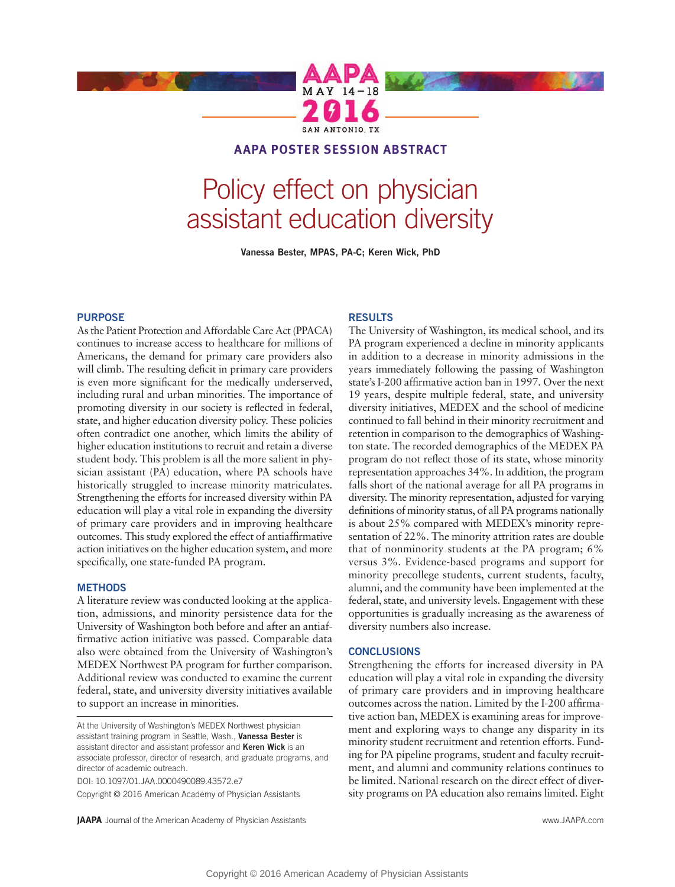AAPA POSTER SESSION ABSTRACT

# Policy effect on physician assistant education diversity

**Vanessa Bester, MPAS, PA-C; Keren Wick, PhD**

## PURPOSE

As the Patient Protection and Affordable Care Act (PPACA) continues to increase access to healthcare for millions of Americans, the demand for primary care providers also will climb. The resulting deficit in primary care providers is even more significant for the medically underserved, including rural and urban minorities. The importance of promoting diversity in our society is reflected in federal, state, and higher education diversity policy. These policies often contradict one another, which limits the ability of higher education institutions to recruit and retain a diverse student body. This problem is all the more salient in physician assistant (PA) education, where PA schools have historically struggled to increase minority matriculates. Strengthening the efforts for increased diversity within PA education will play a vital role in expanding the diversity of primary care providers and in improving healthcare outcomes. This study explored the effect of antiaffirmative action initiatives on the higher education system, and more specifically, one state-funded PA program.

## METHODS

A literature review was conducted looking at the application, admissions, and minority persistence data for the University of Washington both before and after an antiaffirmative action initiative was passed. Comparable data also were obtained from the University of Washington's MEDEX Northwest PA program for further comparison. Additional review was conducted to examine the current federal, state, and university diversity initiatives available to support an increase in minorities.

At the University of Washington's MEDEX Northwest physician assistant training program in Seattle, Wash., **Vanessa Bester** is assistant director and assistant professor and **Keren Wick** is an associate professor, director of research, and graduate programs, and director of academic outreach.

DOI: 10.1097/01.JAA.0000490089.43572.e7

Copyright © 2016 American Academy of Physician Assistants

## RESULTS

The University of Washington, its medical school, and its PA program experienced a decline in minority applicants in addition to a decrease in minority admissions in the years immediately following the passing of Washington state's I-200 affirmative action ban in 1997. Over the next 19 years, despite multiple federal, state, and university diversity initiatives, MEDEX and the school of medicine continued to fall behind in their minority recruitment and retention in comparison to the demographics of Washington state. The recorded demographics of the MEDEX PA program do not reflect those of its state, whose minority representation approaches 34%. In addition, the program falls short of the national average for all PA programs in diversity. The minority representation, adjusted for varying definitions of minority status, of all PA programs nationally is about 25% compared with MEDEX's minority representation of 22%. The minority attrition rates are double that of nonminority students at the PA program; 6% versus 3%. Evidence-based programs and support for minority precollege students, current students, faculty, alumni, and the community have been implemented at the federal, state, and university levels. Engagement with these opportunities is gradually increasing as the awareness of diversity numbers also increase.

## CONCLUSIONS

Strengthening the efforts for increased diversity in PA education will play a vital role in expanding the diversity of primary care providers and in improving healthcare outcomes across the nation. Limited by the I-200 affirmative action ban, MEDEX is examining areas for improvement and exploring ways to change any disparity in its minority student recruitment and retention efforts. Funding for PA pipeline programs, student and faculty recruitment, and alumni and community relations continues to be limited. National research on the direct effect of diversity programs on PA education also remains limited. Eight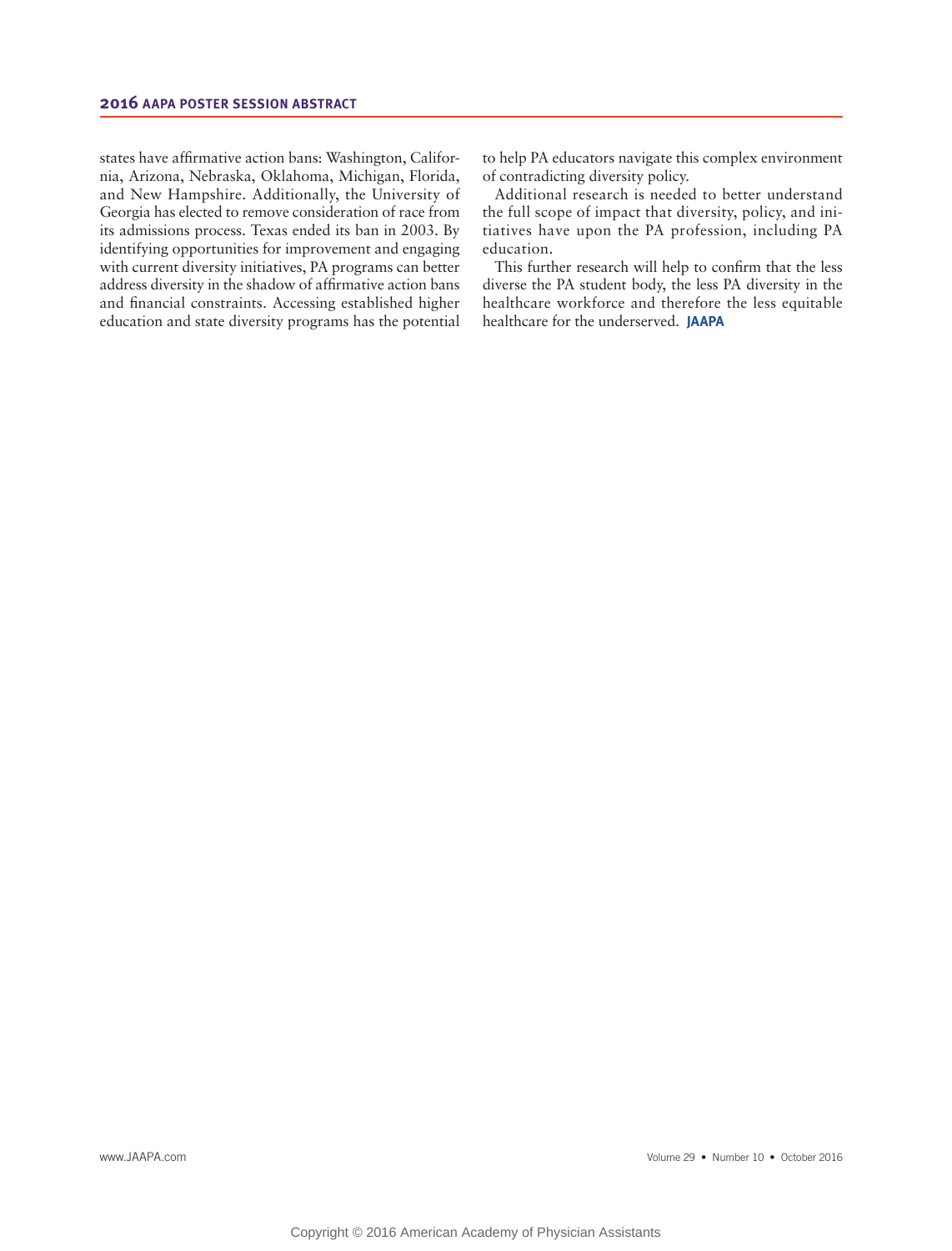states have affirmative action bans: Washington, California, Arizona, Nebraska, Oklahoma, Michigan, Florida, and New Hampshire. Additionally, the University of Georgia has elected to remove consideration of race from its admissions process. Texas ended its ban in 2003. By identifying opportunities for improvement and engaging with current diversity initiatives, PA programs can better address diversity in the shadow of affirmative action bans and financial constraints. Accessing established higher education and state diversity programs has the potential to help PA educators navigate this complex environment of contradicting diversity policy.

Additional research is needed to better understand the full scope of impact that diversity, policy, and initiatives have upon the PA profession, including PA education.

This further research will help to confirm that the less diverse the PA student body, the less PA diversity in the healthcare workforce and therefore the less equitable healthcare for the underserved. **JAAPA**

Copyright © 2016 American Academy of Physician Assistants